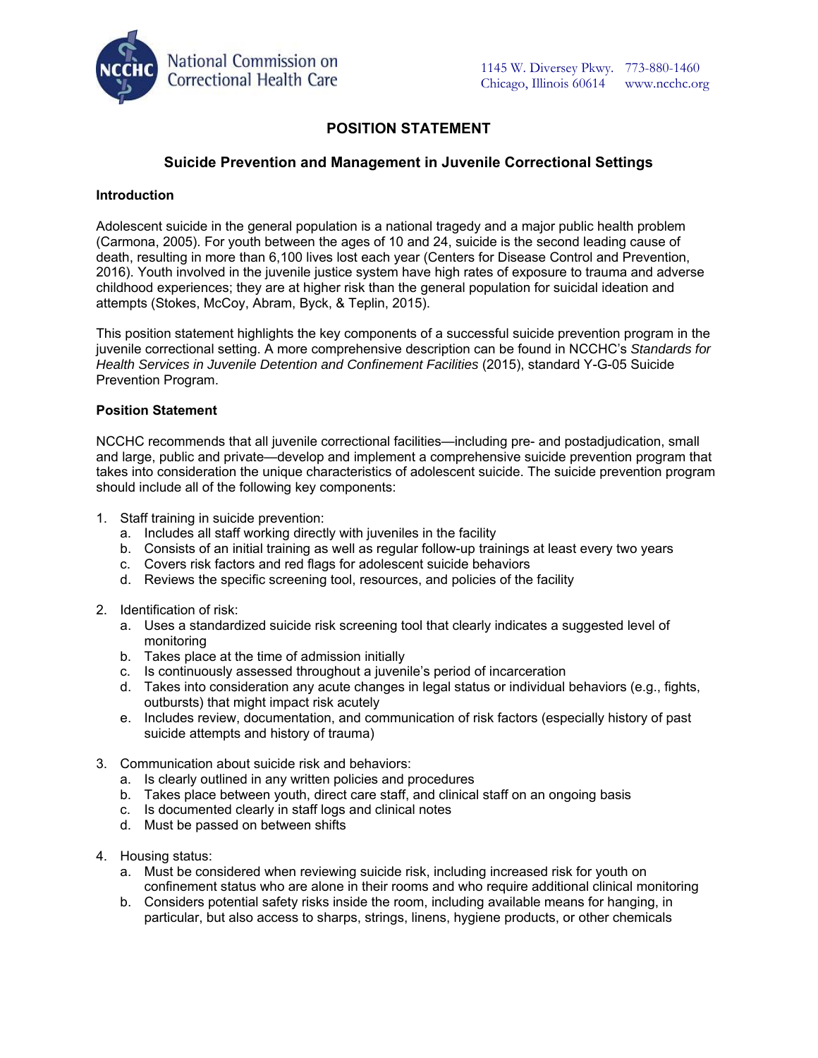National Commission on Correctional Health Care

1145 W. Diversey Pkwy. 773-880-1460
Chicago, Illinois 60614 www.ncchc.org

# POSITION STATEMENT

## Suicide Prevention and Management in Juvenile Correctional Settings

### Introduction

Adolescent suicide in the general population is a national tragedy and a major public health problem (Carmona, 2005). For youth between the ages of 10 and 24, suicide is the second leading cause of death, resulting in more than 6,100 lives lost each year (Centers for Disease Control and Prevention, 2016). Youth involved in the juvenile justice system have high rates of exposure to trauma and adverse childhood experiences; they are at higher risk than the general population for suicidal ideation and attempts (Stokes, McCoy, Abram, Byck, & Teplin, 2015).

This position statement highlights the key components of a successful suicide prevention program in the juvenile correctional setting. A more comprehensive description can be found in NCCHC's *Standards for Health Services in Juvenile Detention and Confinement Facilities* (2015), standard Y-G-05 Suicide Prevention Program.

### Position Statement

NCCHC recommends that all juvenile correctional facilities—including pre- and postadjudication, small and large, public and private—develop and implement a comprehensive suicide prevention program that takes into consideration the unique characteristics of adolescent suicide. The suicide prevention program should include all of the following key components:

1. Staff training in suicide prevention:
   a. Includes all staff working directly with juveniles in the facility
   b. Consists of an initial training as well as regular follow-up trainings at least every two years
   c. Covers risk factors and red flags for adolescent suicide behaviors
   d. Reviews the specific screening tool, resources, and policies of the facility

2. Identification of risk:
   a. Uses a standardized suicide risk screening tool that clearly indicates a suggested level of monitoring
   b. Takes place at the time of admission initially
   c. Is continuously assessed throughout a juvenile's period of incarceration
   d. Takes into consideration any acute changes in legal status or individual behaviors (e.g., fights, outbursts) that might impact risk acutely
   e. Includes review, documentation, and communication of risk factors (especially history of past suicide attempts and history of trauma)

3. Communication about suicide risk and behaviors:
   a. Is clearly outlined in any written policies and procedures
   b. Takes place between youth, direct care staff, and clinical staff on an ongoing basis
   c. Is documented clearly in staff logs and clinical notes
   d. Must be passed on between shifts

4. Housing status:
   a. Must be considered when reviewing suicide risk, including increased risk for youth on confinement status who are alone in their rooms and who require additional clinical monitoring
   b. Considers potential safety risks inside the room, including available means for hanging, in particular, but also access to sharps, strings, linens, hygiene products, or other chemicals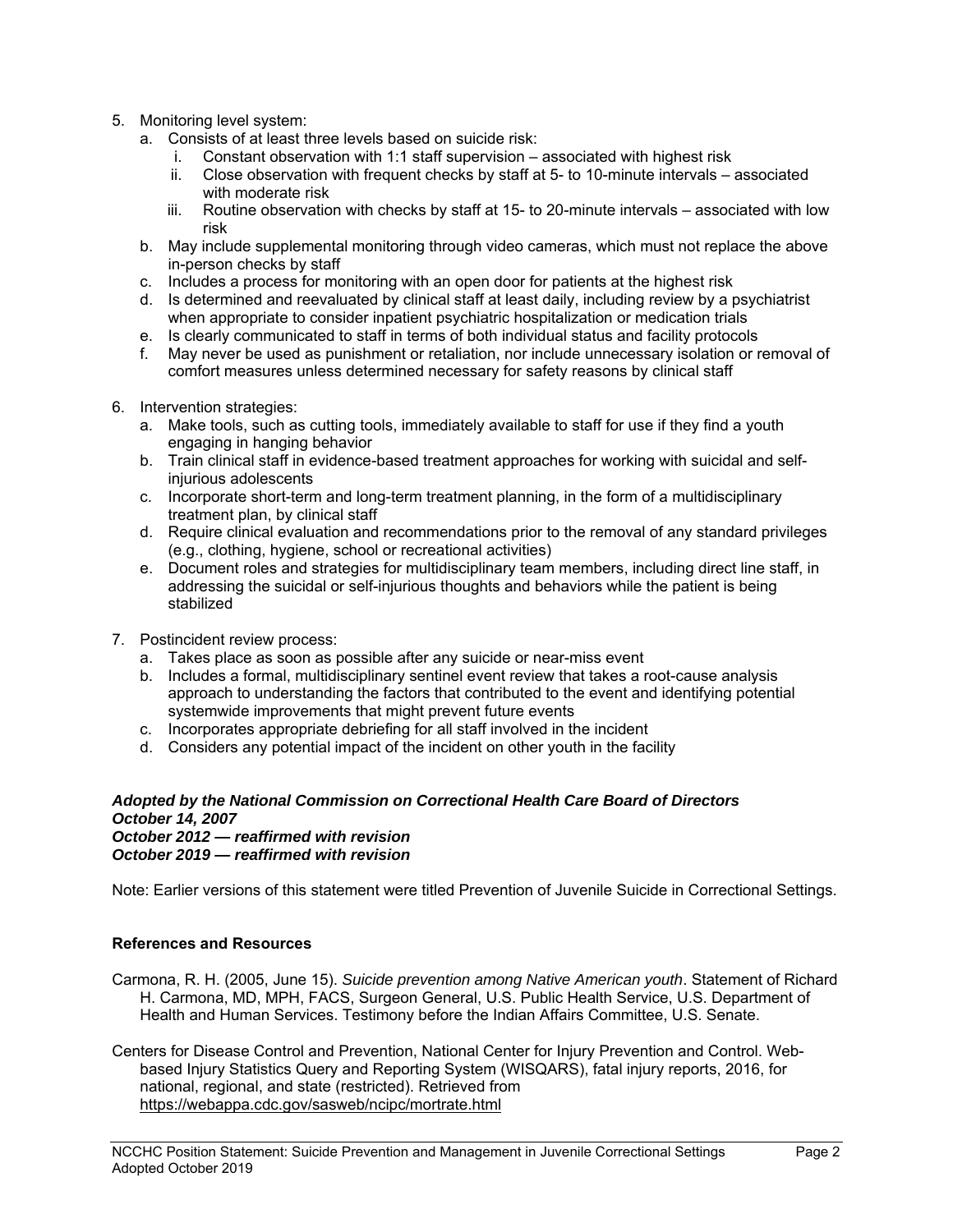5. Monitoring level system:
   a. Consists of at least three levels based on suicide risk:
      i. Constant observation with 1:1 staff supervision – associated with highest risk
      ii. Close observation with frequent checks by staff at 5- to 10-minute intervals – associated with moderate risk
      iii. Routine observation with checks by staff at 15- to 20-minute intervals – associated with low risk
   b. May include supplemental monitoring through video cameras, which must not replace the above in-person checks by staff
   c. Includes a process for monitoring with an open door for patients at the highest risk
   d. Is determined and reevaluated by clinical staff at least daily, including review by a psychiatrist when appropriate to consider inpatient psychiatric hospitalization or medication trials
   e. Is clearly communicated to staff in terms of both individual status and facility protocols
   f. May never be used as punishment or retaliation, nor include unnecessary isolation or removal of comfort measures unless determined necessary for safety reasons by clinical staff

6. Intervention strategies:
   a. Make tools, such as cutting tools, immediately available to staff for use if they find a youth engaging in hanging behavior
   b. Train clinical staff in evidence-based treatment approaches for working with suicidal and self-injurious adolescents
   c. Incorporate short-term and long-term treatment planning, in the form of a multidisciplinary treatment plan, by clinical staff
   d. Require clinical evaluation and recommendations prior to the removal of any standard privileges (e.g., clothing, hygiene, school or recreational activities)
   e. Document roles and strategies for multidisciplinary team members, including direct line staff, in addressing the suicidal or self-injurious thoughts and behaviors while the patient is being stabilized

7. Postincident review process:
   a. Takes place as soon as possible after any suicide or near-miss event
   b. Includes a formal, multidisciplinary sentinel event review that takes a root-cause analysis approach to understanding the factors that contributed to the event and identifying potential systemwide improvements that might prevent future events
   c. Incorporates appropriate debriefing for all staff involved in the incident
   d. Considers any potential impact of the incident on other youth in the facility

***Adopted by the National Commission on Correctional Health Care Board of Directors***
***October 14, 2007***
***October 2012 — reaffirmed with revision***
***October 2019 — reaffirmed with revision***

Note: Earlier versions of this statement were titled Prevention of Juvenile Suicide in Correctional Settings.

**References and Resources**

Carmona, R. H. (2005, June 15). *Suicide prevention among Native American youth*. Statement of Richard H. Carmona, MD, MPH, FACS, Surgeon General, U.S. Public Health Service, U.S. Department of Health and Human Services. Testimony before the Indian Affairs Committee, U.S. Senate.

Centers for Disease Control and Prevention, National Center for Injury Prevention and Control. Web-based Injury Statistics Query and Reporting System (WISQARS), fatal injury reports, 2016, for national, regional, and state (restricted). Retrieved from https://webappa.cdc.gov/sasweb/ncipc/mortrate.html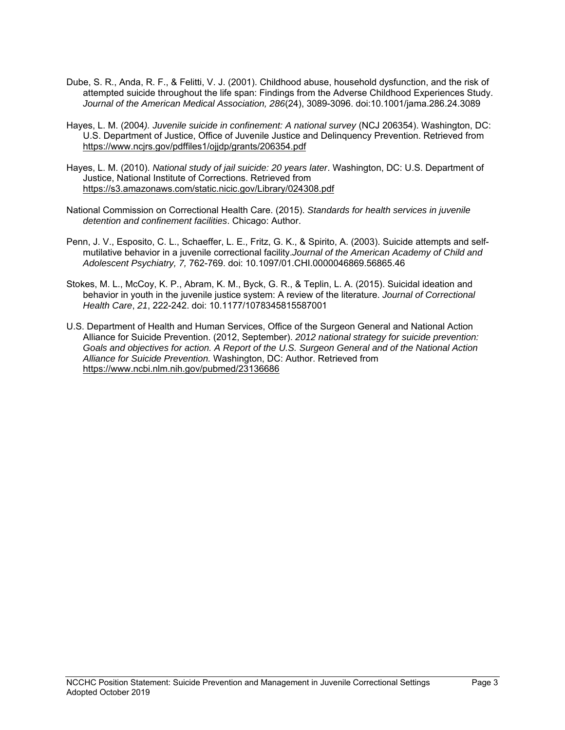Dube, S. R., Anda, R. F., & Felitti, V. J. (2001). Childhood abuse, household dysfunction, and the risk of attempted suicide throughout the life span: Findings from the Adverse Childhood Experiences Study. *Journal of the American Medical Association, 286*(24), 3089-3096. doi:10.1001/jama.286.24.3089

Hayes, L. M. (2004*). Juvenile suicide in confinement: A national survey* (NCJ 206354). Washington, DC: U.S. Department of Justice, Office of Juvenile Justice and Delinquency Prevention. Retrieved from https://www.ncjrs.gov/pdffiles1/ojjdp/grants/206354.pdf

Hayes, L. M. (2010). *National study of jail suicide: 20 years later*. Washington, DC: U.S. Department of Justice, National Institute of Corrections. Retrieved from https://s3.amazonaws.com/static.nicic.gov/Library/024308.pdf

National Commission on Correctional Health Care. (2015). *Standards for health services in juvenile detention and confinement facilities*. Chicago: Author.

Penn, J. V., Esposito, C. L., Schaeffer, L. E., Fritz, G. K., & Spirito, A. (2003). Suicide attempts and self-mutilative behavior in a juvenile correctional facility.*Journal of the American Academy of Child and Adolescent Psychiatry, 7,* 762-769. doi: 10.1097/01.CHI.0000046869.56865.46

Stokes, M. L., McCoy, K. P., Abram, K. M., Byck, G. R., & Teplin, L. A. (2015). Suicidal ideation and behavior in youth in the juvenile justice system: A review of the literature. *Journal of Correctional Health Care*, *21*, 222-242. doi: 10.1177/1078345815587001

U.S. Department of Health and Human Services, Office of the Surgeon General and National Action Alliance for Suicide Prevention. (2012, September). *2012 national strategy for suicide prevention: Goals and objectives for action. A Report of the U.S. Surgeon General and of the National Action Alliance for Suicide Prevention.* Washington, DC: Author. Retrieved from https://www.ncbi.nlm.nih.gov/pubmed/23136686